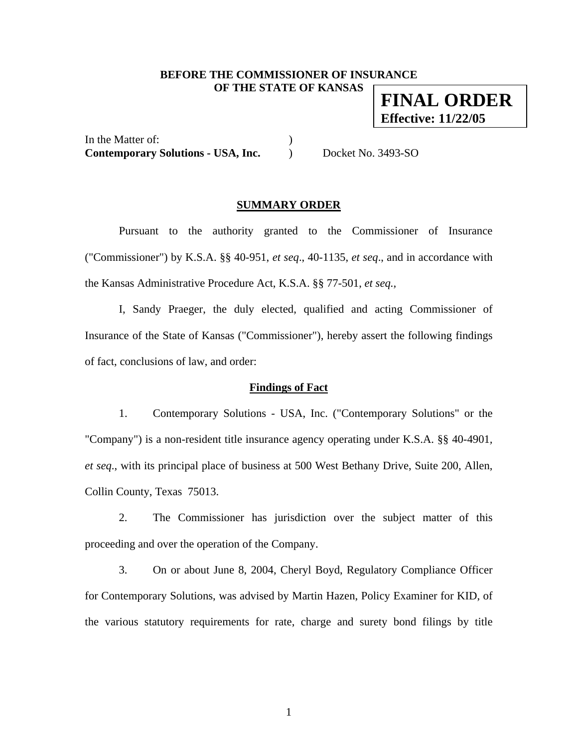**BEFORE THE COMMISSIONER OF INSURANCE**
**OF THE STATE OF KANSAS**

**FINAL ORDER**
**Effective: 11/22/05**

In the Matter of: )
**Contemporary Solutions - USA, Inc.** ) Docket No. 3493-SO

## SUMMARY ORDER

Pursuant to the authority granted to the Commissioner of Insurance ("Commissioner") by K.S.A. §§ 40-951, *et seq*., 40-1135, *et seq*., and in accordance with the Kansas Administrative Procedure Act, K.S.A. §§ 77-501, *et seq.*,

I, Sandy Praeger, the duly elected, qualified and acting Commissioner of Insurance of the State of Kansas ("Commissioner"), hereby assert the following findings of fact, conclusions of law, and order:

### Findings of Fact

1. Contemporary Solutions - USA, Inc. ("Contemporary Solutions" or the "Company") is a non-resident title insurance agency operating under K.S.A. §§ 40-4901, *et seq*., with its principal place of business at 500 West Bethany Drive, Suite 200, Allen, Collin County, Texas 75013.

2. The Commissioner has jurisdiction over the subject matter of this proceeding and over the operation of the Company.

3. On or about June 8, 2004, Cheryl Boyd, Regulatory Compliance Officer for Contemporary Solutions, was advised by Martin Hazen, Policy Examiner for KID, of the various statutory requirements for rate, charge and surety bond filings by title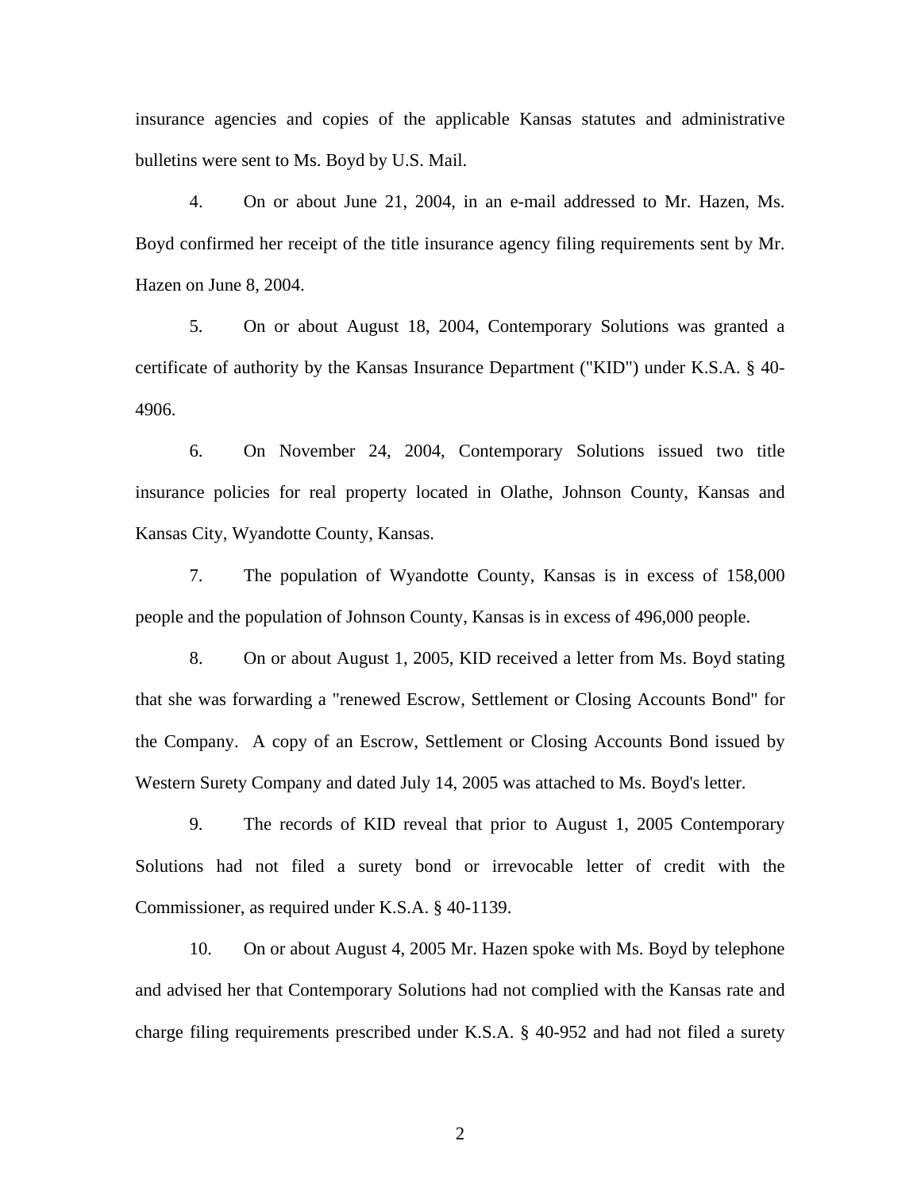insurance agencies and copies of the applicable Kansas statutes and administrative bulletins were sent to Ms. Boyd by U.S. Mail.

4. On or about June 21, 2004, in an e-mail addressed to Mr. Hazen, Ms. Boyd confirmed her receipt of the title insurance agency filing requirements sent by Mr. Hazen on June 8, 2004.

5. On or about August 18, 2004, Contemporary Solutions was granted a certificate of authority by the Kansas Insurance Department ("KID") under K.S.A. § 40-4906.

6. On November 24, 2004, Contemporary Solutions issued two title insurance policies for real property located in Olathe, Johnson County, Kansas and Kansas City, Wyandotte County, Kansas.

7. The population of Wyandotte County, Kansas is in excess of 158,000 people and the population of Johnson County, Kansas is in excess of 496,000 people.

8. On or about August 1, 2005, KID received a letter from Ms. Boyd stating that she was forwarding a "renewed Escrow, Settlement or Closing Accounts Bond" for the Company. A copy of an Escrow, Settlement or Closing Accounts Bond issued by Western Surety Company and dated July 14, 2005 was attached to Ms. Boyd's letter.

9. The records of KID reveal that prior to August 1, 2005 Contemporary Solutions had not filed a surety bond or irrevocable letter of credit with the Commissioner, as required under K.S.A. § 40-1139.

10. On or about August 4, 2005 Mr. Hazen spoke with Ms. Boyd by telephone and advised her that Contemporary Solutions had not complied with the Kansas rate and charge filing requirements prescribed under K.S.A. § 40-952 and had not filed a surety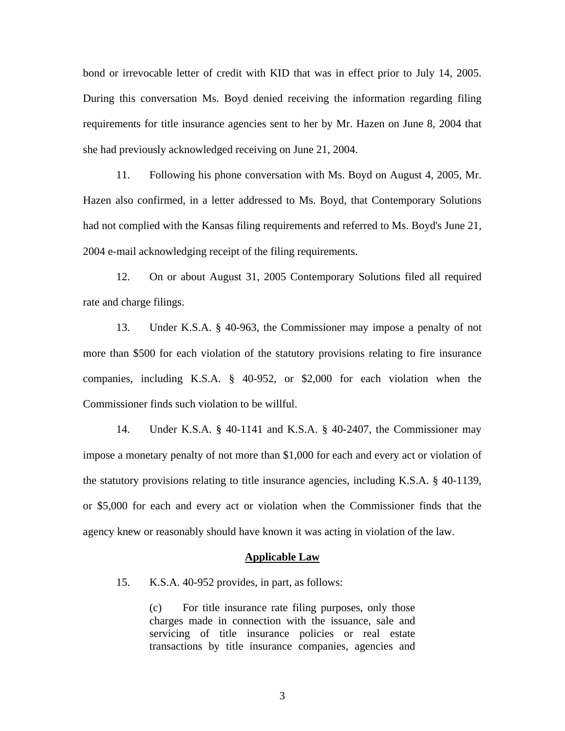bond or irrevocable letter of credit with KID that was in effect prior to July 14, 2005. During this conversation Ms. Boyd denied receiving the information regarding filing requirements for title insurance agencies sent to her by Mr. Hazen on June 8, 2004 that she had previously acknowledged receiving on June 21, 2004.

11. Following his phone conversation with Ms. Boyd on August 4, 2005, Mr. Hazen also confirmed, in a letter addressed to Ms. Boyd, that Contemporary Solutions had not complied with the Kansas filing requirements and referred to Ms. Boyd's June 21, 2004 e-mail acknowledging receipt of the filing requirements.

12. On or about August 31, 2005 Contemporary Solutions filed all required rate and charge filings.

13. Under K.S.A. § 40-963, the Commissioner may impose a penalty of not more than $500 for each violation of the statutory provisions relating to fire insurance companies, including K.S.A. § 40-952, or $2,000 for each violation when the Commissioner finds such violation to be willful.

14. Under K.S.A. § 40-1141 and K.S.A. § 40-2407, the Commissioner may impose a monetary penalty of not more than $1,000 for each and every act or violation of the statutory provisions relating to title insurance agencies, including K.S.A. § 40-1139, or $5,000 for each and every act or violation when the Commissioner finds that the agency knew or reasonably should have known it was acting in violation of the law.

## **Applicable Law**

15. K.S.A. 40-952 provides, in part, as follows:

> (c) For title insurance rate filing purposes, only those charges made in connection with the issuance, sale and servicing of title insurance policies or real estate transactions by title insurance companies, agencies and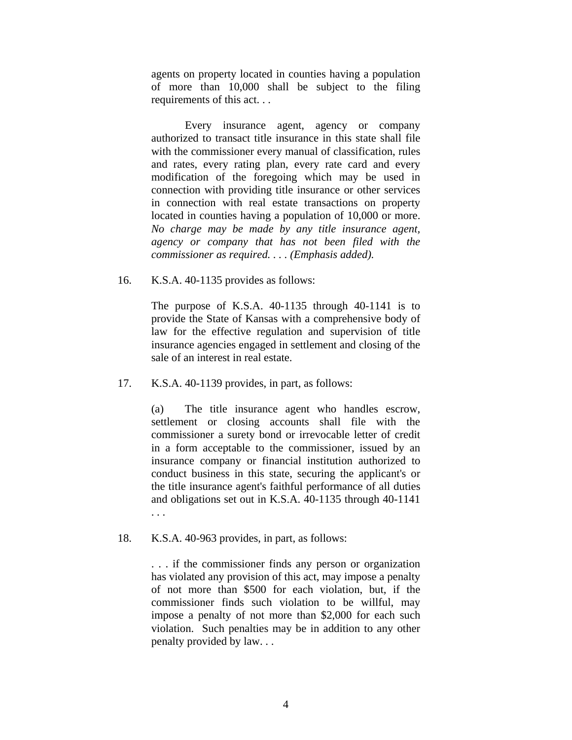> agents on property located in counties having a population of more than 10,000 shall be subject to the filing requirements of this act. . .
>
> Every insurance agent, agency or company authorized to transact title insurance in this state shall file with the commissioner every manual of classification, rules and rates, every rating plan, every rate card and every modification of the foregoing which may be used in connection with providing title insurance or other services in connection with real estate transactions on property located in counties having a population of 10,000 or more. *No charge may be made by any title insurance agent, agency or company that has not been filed with the commissioner as required. . . . (Emphasis added).*

16. K.S.A. 40-1135 provides as follows:

> The purpose of K.S.A. 40-1135 through 40-1141 is to provide the State of Kansas with a comprehensive body of law for the effective regulation and supervision of title insurance agencies engaged in settlement and closing of the sale of an interest in real estate.

17. K.S.A. 40-1139 provides, in part, as follows:

> (a) The title insurance agent who handles escrow, settlement or closing accounts shall file with the commissioner a surety bond or irrevocable letter of credit in a form acceptable to the commissioner, issued by an insurance company or financial institution authorized to conduct business in this state, securing the applicant's or the title insurance agent's faithful performance of all duties and obligations set out in K.S.A. 40-1135 through 40-1141 . . .

18. K.S.A. 40-963 provides, in part, as follows:

> . . . if the commissioner finds any person or organization has violated any provision of this act, may impose a penalty of not more than $500 for each violation, but, if the commissioner finds such violation to be willful, may impose a penalty of not more than $2,000 for each such violation. Such penalties may be in addition to any other penalty provided by law. . .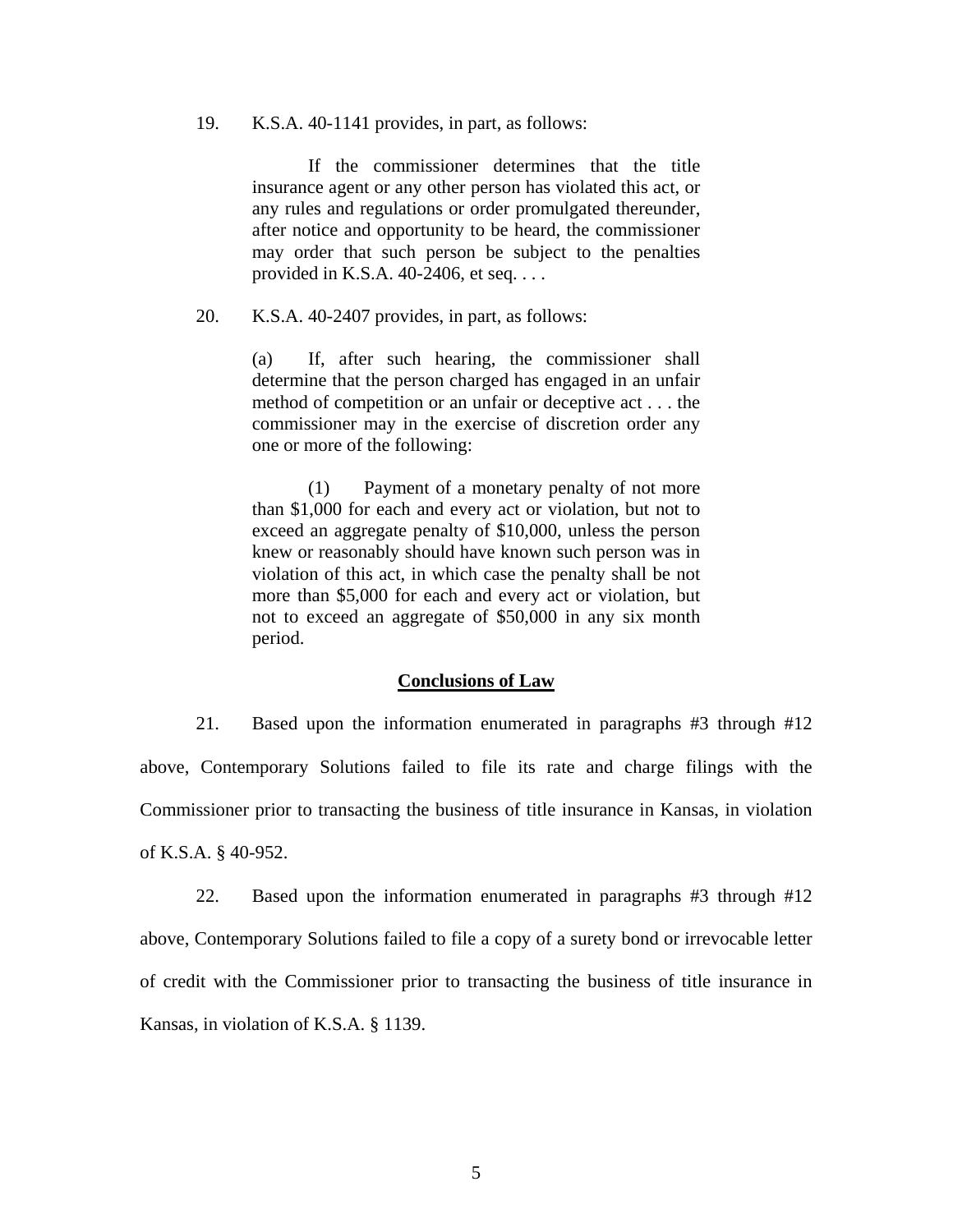19. K.S.A. 40-1141 provides, in part, as follows:

> If the commissioner determines that the title insurance agent or any other person has violated this act, or any rules and regulations or order promulgated thereunder, after notice and opportunity to be heard, the commissioner may order that such person be subject to the penalties provided in K.S.A. 40-2406, et seq. . . .

20. K.S.A. 40-2407 provides, in part, as follows:

> (a) If, after such hearing, the commissioner shall determine that the person charged has engaged in an unfair method of competition or an unfair or deceptive act . . . the commissioner may in the exercise of discretion order any one or more of the following:
>
> (1) Payment of a monetary penalty of not more than $1,000 for each and every act or violation, but not to exceed an aggregate penalty of $10,000, unless the person knew or reasonably should have known such person was in violation of this act, in which case the penalty shall be not more than $5,000 for each and every act or violation, but not to exceed an aggregate of $50,000 in any six month period.

## Conclusions of Law

21. Based upon the information enumerated in paragraphs #3 through #12 above, Contemporary Solutions failed to file its rate and charge filings with the Commissioner prior to transacting the business of title insurance in Kansas, in violation of K.S.A. § 40-952.

22. Based upon the information enumerated in paragraphs #3 through #12 above, Contemporary Solutions failed to file a copy of a surety bond or irrevocable letter of credit with the Commissioner prior to transacting the business of title insurance in Kansas, in violation of K.S.A. § 1139.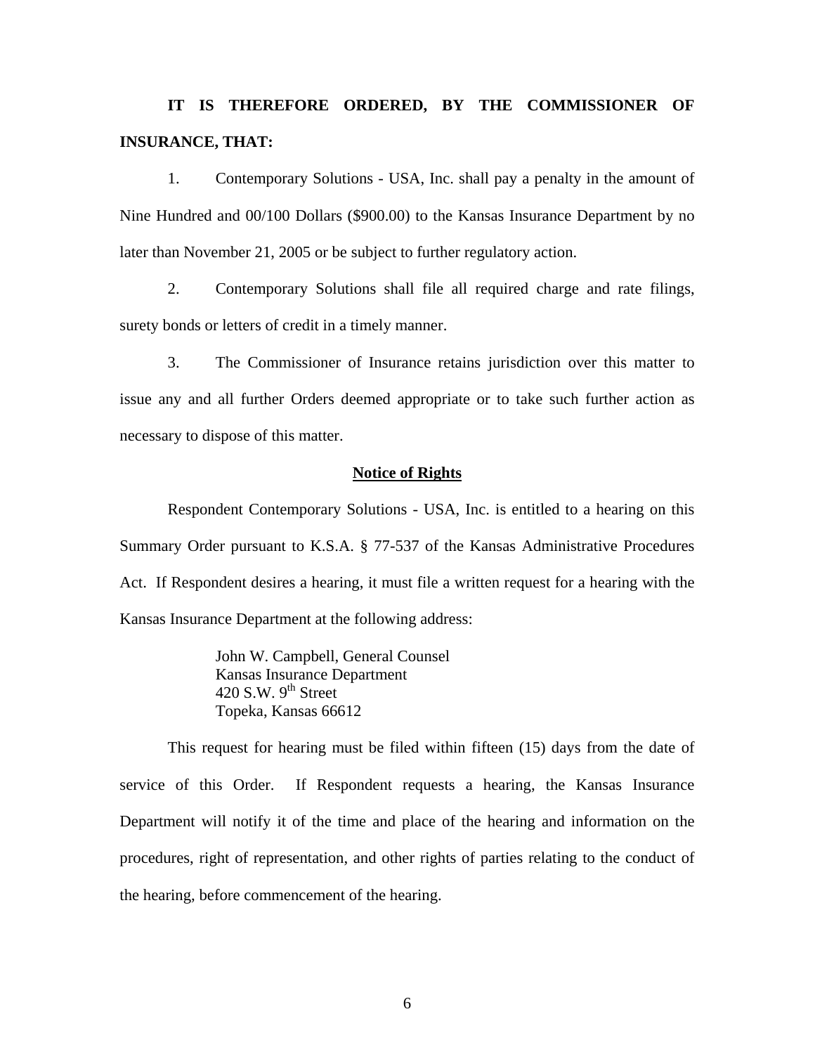**IT IS THEREFORE ORDERED, BY THE COMMISSIONER OF INSURANCE, THAT:**

1. Contemporary Solutions - USA, Inc. shall pay a penalty in the amount of Nine Hundred and 00/100 Dollars ($900.00) to the Kansas Insurance Department by no later than November 21, 2005 or be subject to further regulatory action.

2. Contemporary Solutions shall file all required charge and rate filings, surety bonds or letters of credit in a timely manner.

3. The Commissioner of Insurance retains jurisdiction over this matter to issue any and all further Orders deemed appropriate or to take such further action as necessary to dispose of this matter.

**Notice of Rights**

Respondent Contemporary Solutions - USA, Inc. is entitled to a hearing on this Summary Order pursuant to K.S.A. § 77-537 of the Kansas Administrative Procedures Act. If Respondent desires a hearing, it must file a written request for a hearing with the Kansas Insurance Department at the following address:

John W. Campbell, General Counsel
Kansas Insurance Department
420 S.W. 9th Street
Topeka, Kansas 66612

This request for hearing must be filed within fifteen (15) days from the date of service of this Order. If Respondent requests a hearing, the Kansas Insurance Department will notify it of the time and place of the hearing and information on the procedures, right of representation, and other rights of parties relating to the conduct of the hearing, before commencement of the hearing.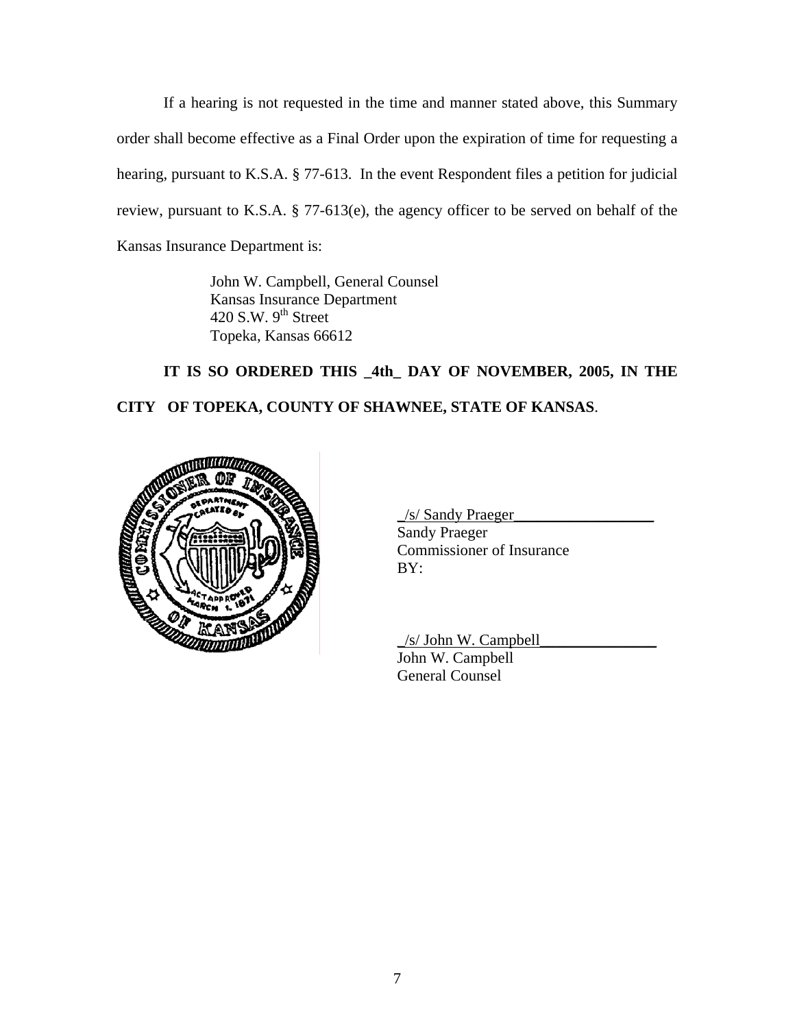If a hearing is not requested in the time and manner stated above, this Summary order shall become effective as a Final Order upon the expiration of time for requesting a hearing, pursuant to K.S.A. § 77-613. In the event Respondent files a petition for judicial review, pursuant to K.S.A. § 77-613(e), the agency officer to be served on behalf of the Kansas Insurance Department is:

John W. Campbell, General Counsel
Kansas Insurance Department
420 S.W. 9th Street
Topeka, Kansas 66612

**IT IS SO ORDERED THIS _4th_ DAY OF NOVEMBER, 2005, IN THE CITY OF TOPEKA, COUNTY OF SHAWNEE, STATE OF KANSAS**.

_/s/ Sandy Praeger__________________
Sandy Praeger
Commissioner of Insurance
BY:

_/s/ John W. Campbell_______________
John W. Campbell
General Counsel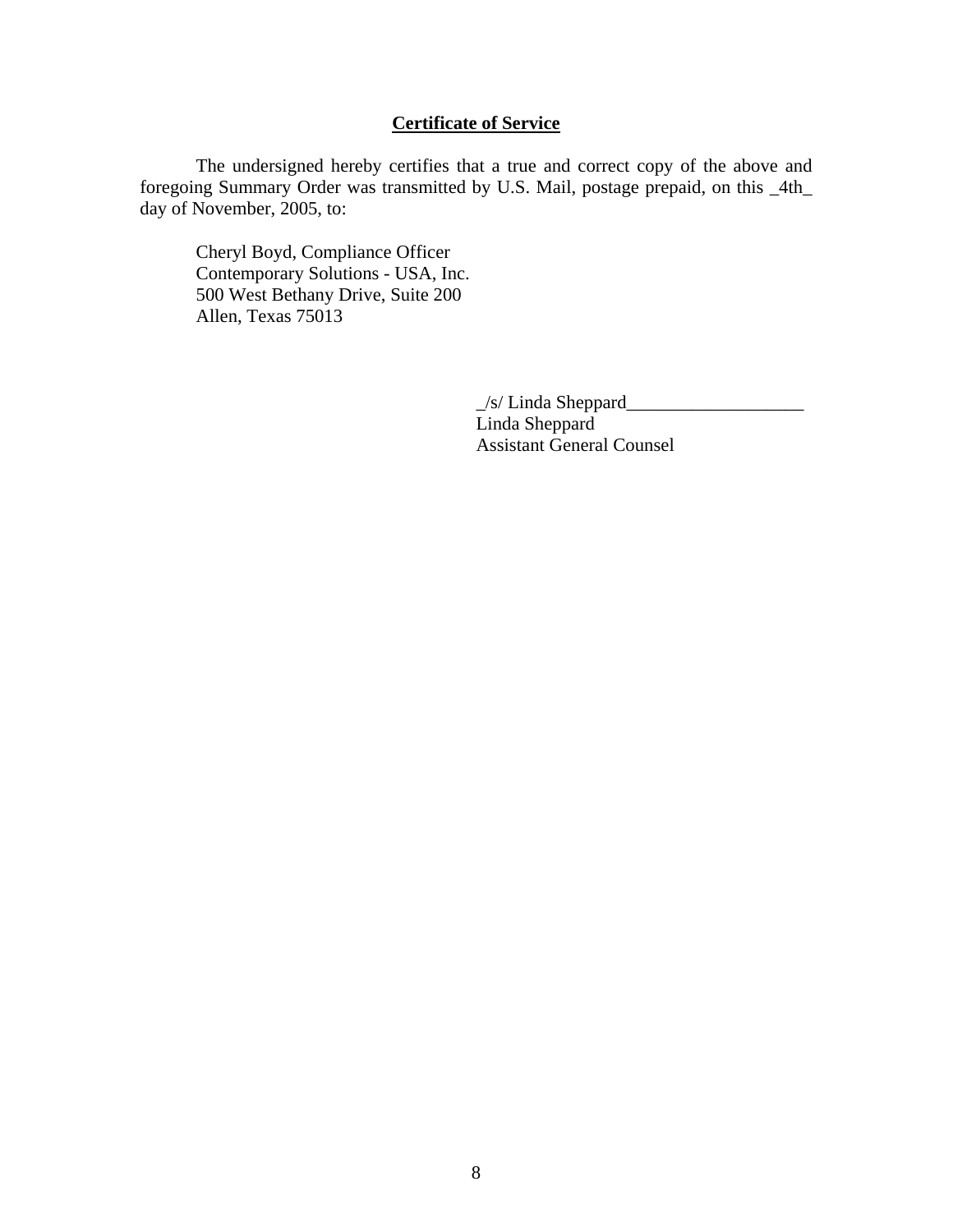**Certificate of Service**

The undersigned hereby certifies that a true and correct copy of the above and foregoing Summary Order was transmitted by U.S. Mail, postage prepaid, on this _4th_ day of November, 2005, to:

Cheryl Boyd, Compliance Officer
Contemporary Solutions - USA, Inc.
500 West Bethany Drive, Suite 200
Allen, Texas 75013

_/s/ Linda Sheppard___________________
Linda Sheppard
Assistant General Counsel